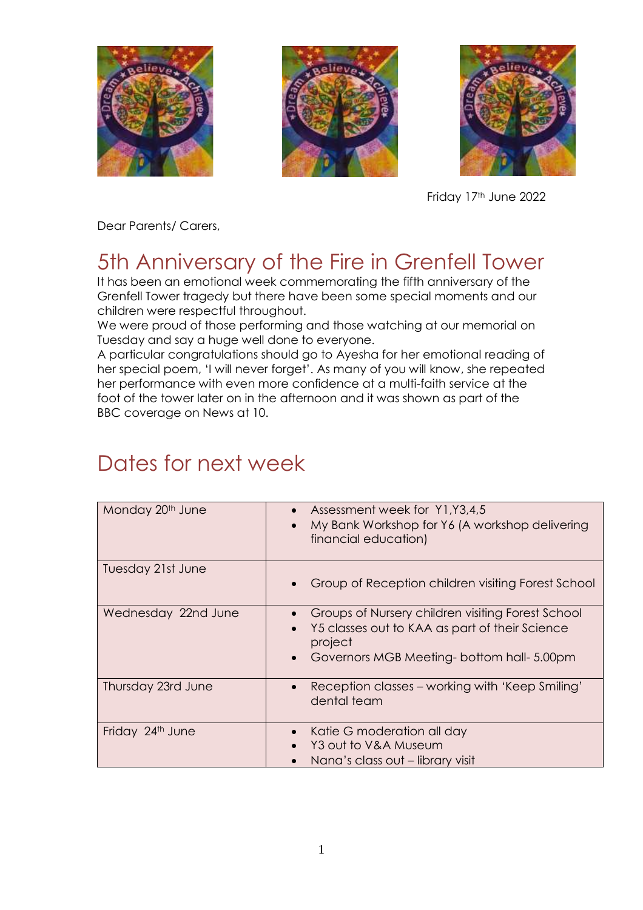Friday 17th June 2022

Dear Parents/ Carers,

## 5th Anniversary of the Fire in Grenfell Tower

It has been an emotional week commemorating the fifth anniversary of the Grenfell Tower tragedy but there have been some special moments and our children were respectful throughout.

We were proud of those performing and those watching at our memorial on Tuesday and say a huge well done to everyone.

A particular congratulations should go to Ayesha for her emotional reading of her special poem, 'I will never forget'. As many of you will know, she repeated her performance with even more confidence at a multi-faith service at the foot of the tower later on in the afternoon and it was shown as part of the BBC coverage on News at 10.

## Dates for next week

| | |
|---|---|
| Monday 20th June | • Assessment week for Y1,Y3,4,5<br>• My Bank Workshop for Y6 (A workshop delivering financial education) |
| Tuesday 21st June | • Group of Reception children visiting Forest School |
| Wednesday 22nd June | • Groups of Nursery children visiting Forest School<br>• Y5 classes out to KAA as part of their Science project<br>• Governors MGB Meeting- bottom hall- 5.00pm |
| Thursday 23rd June | • Reception classes – working with 'Keep Smiling' dental team |
| Friday 24th June | • Katie G moderation all day<br>• Y3 out to V&A Museum<br>• Nana's class out – library visit |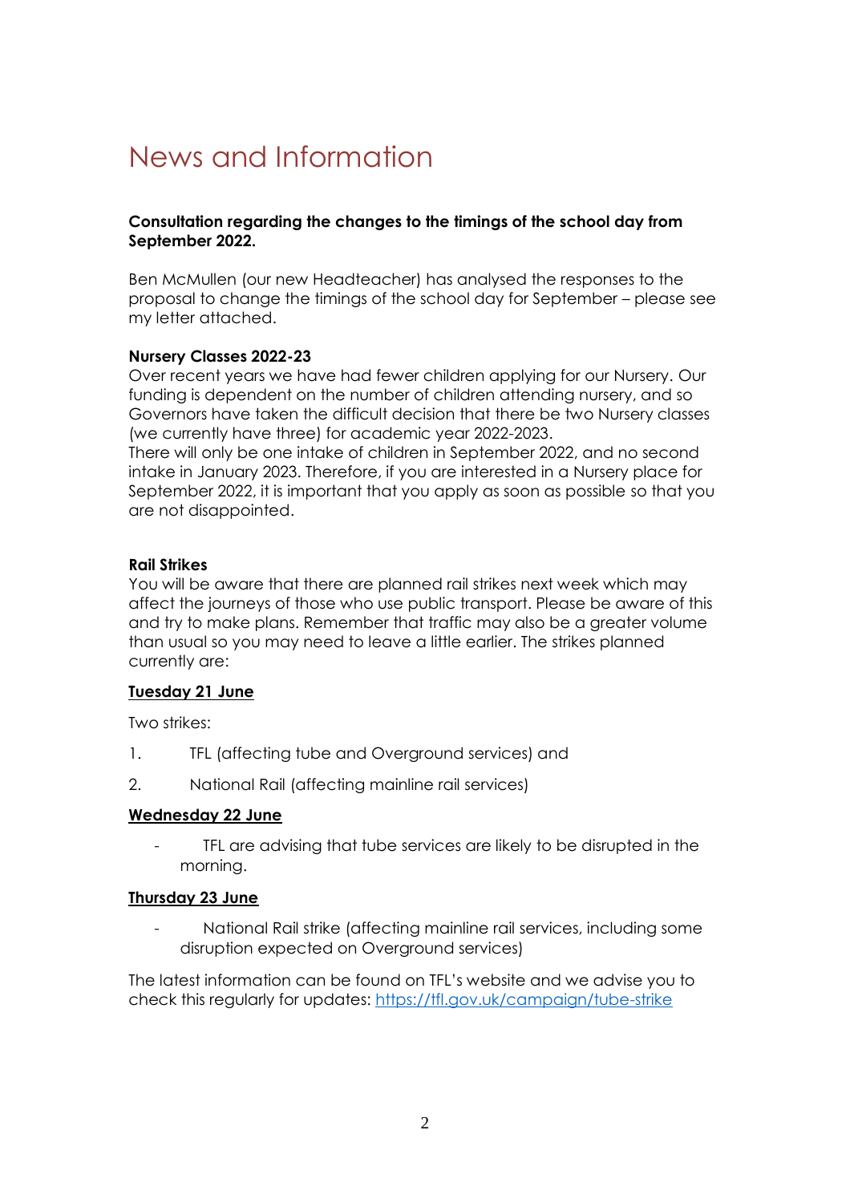# News and Information

**Consultation regarding the changes to the timings of the school day from September 2022.**

Ben McMullen (our new Headteacher) has analysed the responses to the proposal to change the timings of the school day for September – please see my letter attached.

**Nursery Classes 2022-23**

Over recent years we have had fewer children applying for our Nursery. Our funding is dependent on the number of children attending nursery, and so Governors have taken the difficult decision that there be two Nursery classes (we currently have three) for academic year 2022-2023.

There will only be one intake of children in September 2022, and no second intake in January 2023. Therefore, if you are interested in a Nursery place for September 2022, it is important that you apply as soon as possible so that you are not disappointed.

**Rail Strikes**

You will be aware that there are planned rail strikes next week which may affect the journeys of those who use public transport. Please be aware of this and try to make plans. Remember that traffic may also be a greater volume than usual so you may need to leave a little earlier. The strikes planned currently are:

**<u>Tuesday 21 June</u>**

Two strikes:

1. TFL (affecting tube and Overground services) and
2. National Rail (affecting mainline rail services)

**<u>Wednesday 22 June</u>**

- TFL are advising that tube services are likely to be disrupted in the morning.

**<u>Thursday 23 June</u>**

- National Rail strike (affecting mainline rail services, including some disruption expected on Overground services)

The latest information can be found on TFL's website and we advise you to check this regularly for updates: https://tfl.gov.uk/campaign/tube-strike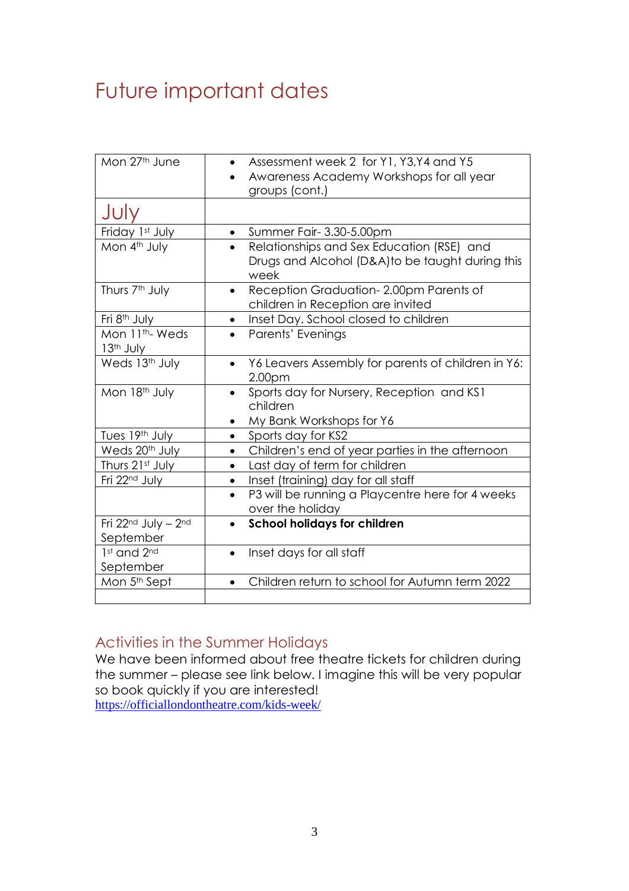# Future important dates

| | |
|---|---|
| Mon 27th June | • Assessment week 2 for Y1, Y3,Y4 and Y5<br>• Awareness Academy Workshops for all year groups (cont.) |
| **July** | |
| Friday 1st July | • Summer Fair- 3.30-5.00pm |
| Mon 4th July | • Relationships and Sex Education (RSE) and Drugs and Alcohol (D&A)to be taught during this week |
| Thurs 7th July | • Reception Graduation- 2.00pm Parents of children in Reception are invited |
| Fri 8th July | • Inset Day. School closed to children |
| Mon 11th- Weds 13th July | • Parents' Evenings |
| Weds 13th July | • Y6 Leavers Assembly for parents of children in Y6: 2.00pm |
| Mon 18th July | • Sports day for Nursery, Reception and KS1 children<br>• My Bank Workshops for Y6 |
| Tues 19th July | • Sports day for KS2 |
| Weds 20th July | • Children's end of year parties in the afternoon |
| Thurs 21st July | • Last day of term for children |
| Fri 22nd July | • Inset (training) day for all staff |
| | • P3 will be running a Playcentre here for 4 weeks over the holiday |
| Fri 22nd July – 2nd September | • **School holidays for children** |
| 1st and 2nd September | • Inset days for all staff |
| Mon 5th Sept | • Children return to school for Autumn term 2022 |
| | |

## Activities in the Summer Holidays

We have been informed about free theatre tickets for children during the summer – please see link below. I imagine this will be very popular so book quickly if you are interested!
https://officiallondontheatre.com/kids-week/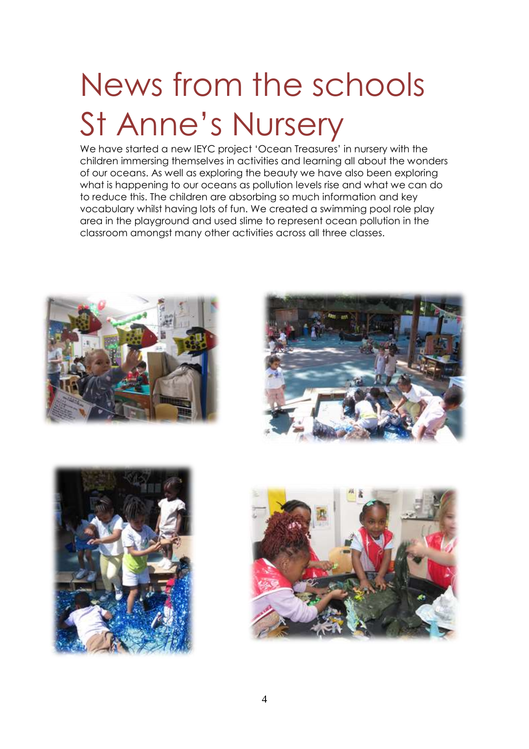# News from the schools St Anne's Nursery

We have started a new IEYC project 'Ocean Treasures' in nursery with the children immersing themselves in activities and learning all about the wonders of our oceans. As well as exploring the beauty we have also been exploring what is happening to our oceans as pollution levels rise and what we can do to reduce this. The children are absorbing so much information and key vocabulary whilst having lots of fun. We created a swimming pool role play area in the playground and used slime to represent ocean pollution in the classroom amongst many other activities across all three classes.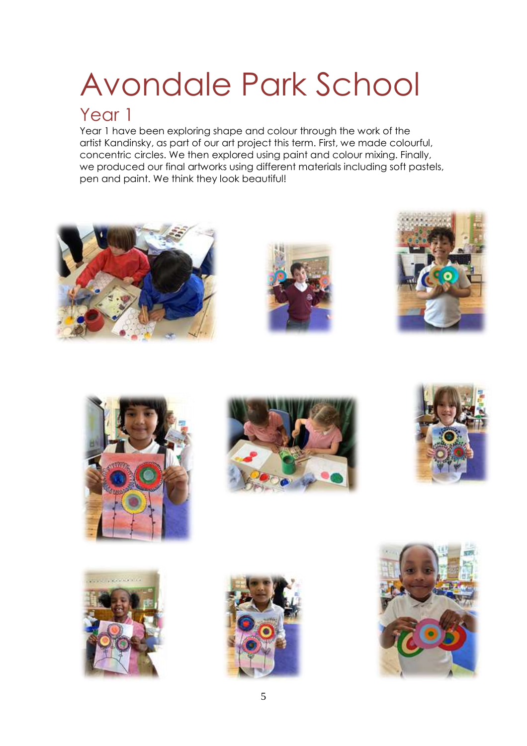# Avondale Park School

## Year 1

Year 1 have been exploring shape and colour through the work of the artist Kandinsky, as part of our art project this term. First, we made colourful, concentric circles. We then explored using paint and colour mixing. Finally, we produced our final artworks using different materials including soft pastels, pen and paint. We think they look beautiful!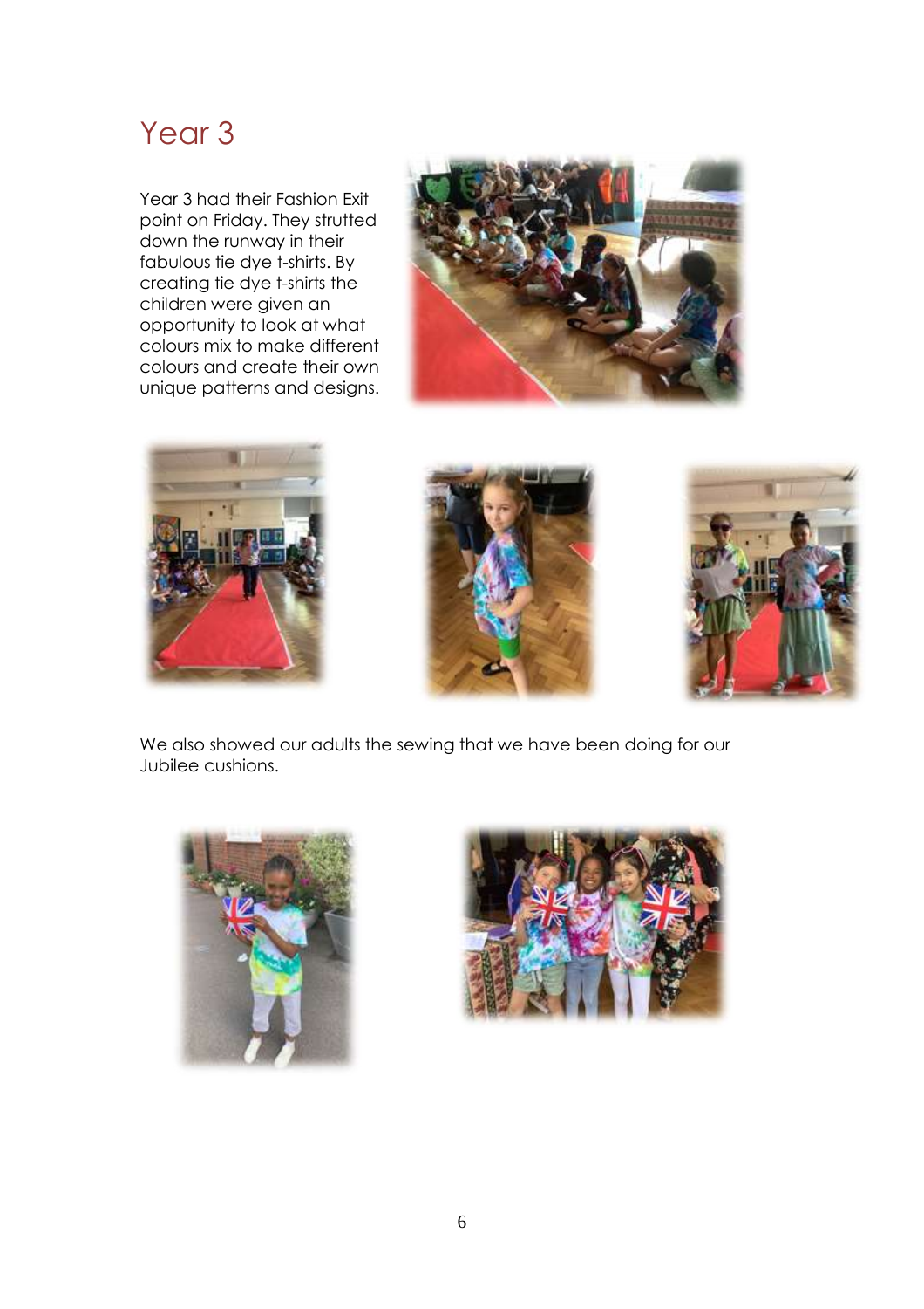# Year 3

Year 3 had their Fashion Exit point on Friday. They strutted down the runway in their fabulous tie dye t-shirts. By creating tie dye t-shirts the children were given an opportunity to look at what colours mix to make different colours and create their own unique patterns and designs.

We also showed our adults the sewing that we have been doing for our Jubilee cushions.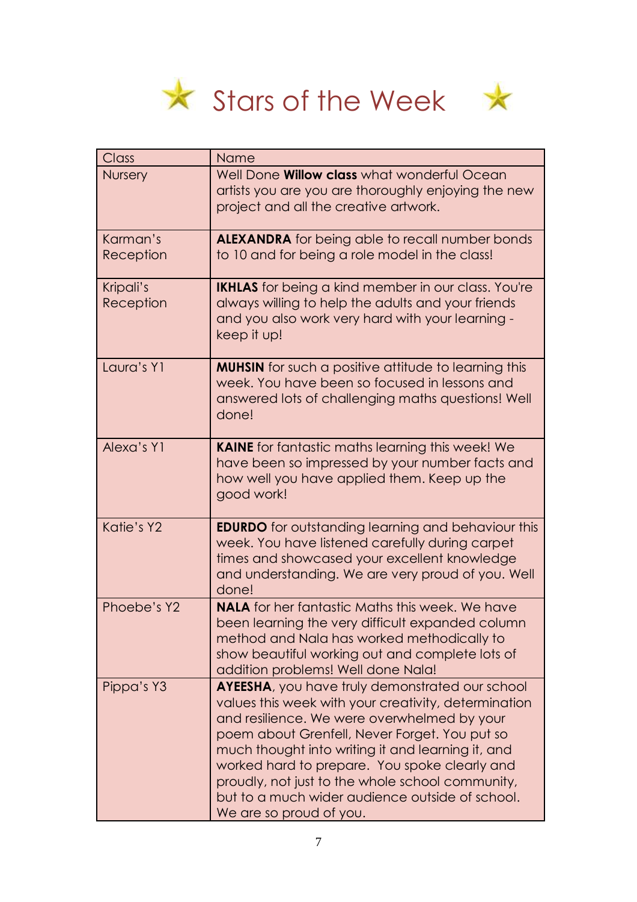# Stars of the Week

| Class | Name |
|---|---|
| Nursery | Well Done **Willow class** what wonderful Ocean artists you are you are thoroughly enjoying the new project and all the creative artwork. |
| Karman's Reception | **ALEXANDRA** for being able to recall number bonds to 10 and for being a role model in the class! |
| Kripali's Reception | **IKHLAS** for being a kind member in our class. You're always willing to help the adults and your friends and you also work very hard with your learning - keep it up! |
| Laura's Y1 | **MUHSIN** for such a positive attitude to learning this week. You have been so focused in lessons and answered lots of challenging maths questions! Well done! |
| Alexa's Y1 | **KAINE** for fantastic maths learning this week! We have been so impressed by your number facts and how well you have applied them. Keep up the good work! |
| Katie's Y2 | **EDURDO** for outstanding learning and behaviour this week. You have listened carefully during carpet times and showcased your excellent knowledge and understanding. We are very proud of you. Well done! |
| Phoebe's Y2 | **NALA** for her fantastic Maths this week. We have been learning the very difficult expanded column method and Nala has worked methodically to show beautiful working out and complete lots of addition problems! Well done Nala! |
| Pippa's Y3 | **AYEESHA**, you have truly demonstrated our school values this week with your creativity, determination and resilience. We were overwhelmed by your poem about Grenfell, Never Forget. You put so much thought into writing it and learning it, and worked hard to prepare. You spoke clearly and proudly, not just to the whole school community, but to a much wider audience outside of school. We are so proud of you. |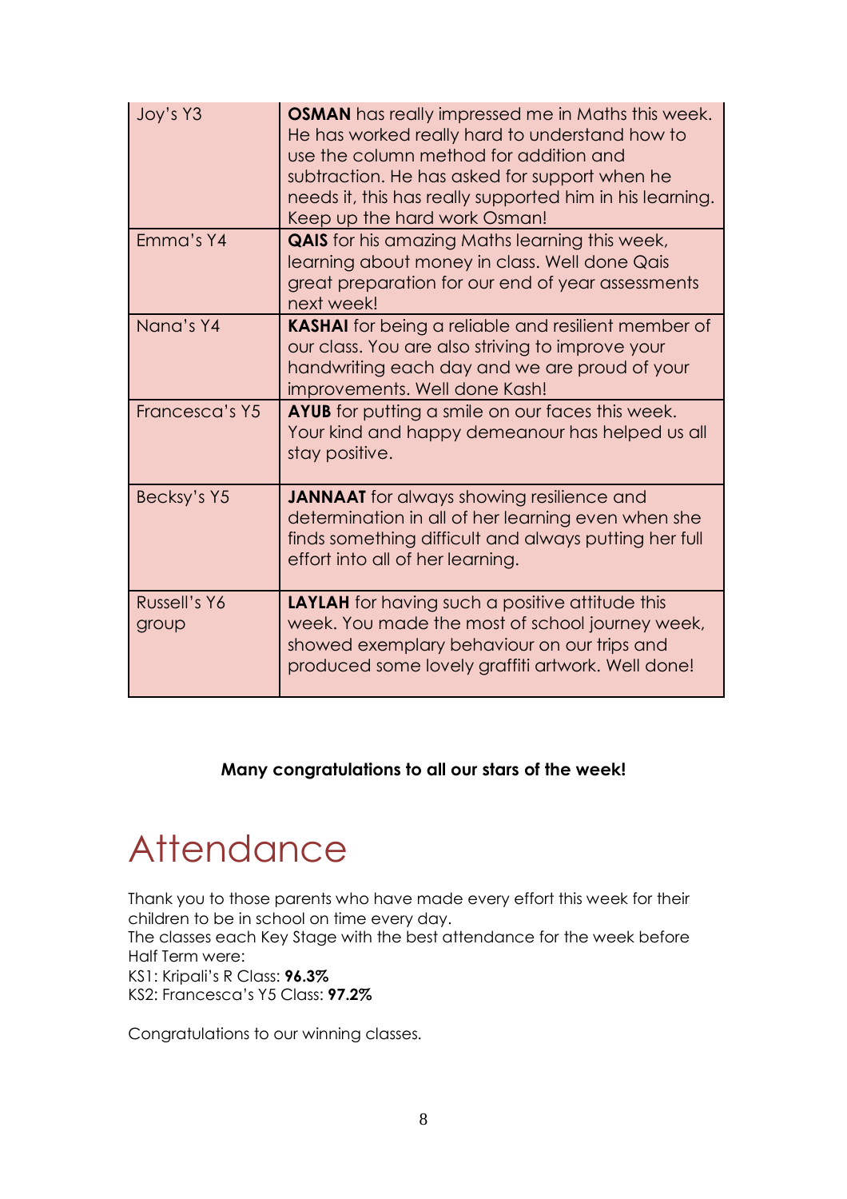| | |
|---|---|
| Joy's Y3 | **OSMAN** has really impressed me in Maths this week. He has worked really hard to understand how to use the column method for addition and subtraction. He has asked for support when he needs it, this has really supported him in his learning. Keep up the hard work Osman! |
| Emma's Y4 | **QAIS** for his amazing Maths learning this week, learning about money in class. Well done Qais great preparation for our end of year assessments next week! |
| Nana's Y4 | **KASHAI** for being a reliable and resilient member of our class. You are also striving to improve your handwriting each day and we are proud of your improvements. Well done Kash! |
| Francesca's Y5 | **AYUB** for putting a smile on our faces this week. Your kind and happy demeanour has helped us all stay positive. |
| Becksy's Y5 | **JANNAAT** for always showing resilience and determination in all of her learning even when she finds something difficult and always putting her full effort into all of her learning. |
| Russell's Y6 group | **LAYLAH** for having such a positive attitude this week. You made the most of school journey week, showed exemplary behaviour on our trips and produced some lovely graffiti artwork. Well done! |

**Many congratulations to all our stars of the week!**

# Attendance

Thank you to those parents who have made every effort this week for their children to be in school on time every day.
The classes each Key Stage with the best attendance for the week before Half Term were:
KS1: Kripali's R Class: **96.3%**
KS2: Francesca's Y5 Class: **97.2%**

Congratulations to our winning classes.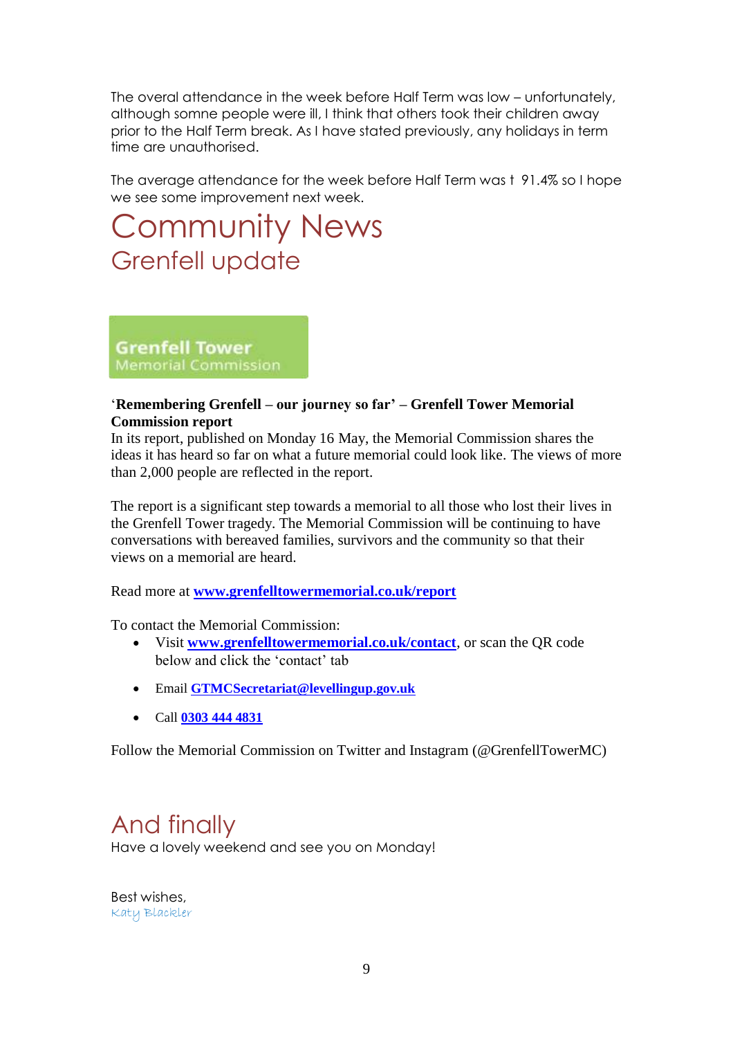The overal attendance in the week before Half Term was low – unfortunately, although somne people were ill, I think that others took their children away prior to the Half Term break. As I have stated previously, any holidays in term time are unauthorised.

The average attendance for the week before Half Term was t 91.4% so I hope we see some improvement next week.

# Community News

## Grenfell update

Grenfell Tower
Memorial Commission

**'Remembering Grenfell – our journey so far' – Grenfell Tower Memorial Commission report**

In its report, published on Monday 16 May, the Memorial Commission shares the ideas it has heard so far on what a future memorial could look like. The views of more than 2,000 people are reflected in the report.

The report is a significant step towards a memorial to all those who lost their lives in the Grenfell Tower tragedy. The Memorial Commission will be continuing to have conversations with bereaved families, survivors and the community so that their views on a memorial are heard.

Read more at **www.grenfelltowermemorial.co.uk/report**

To contact the Memorial Commission:

- Visit **www.grenfelltowermemorial.co.uk/contact**, or scan the QR code below and click the 'contact' tab
- Email **GTMCSecretariat@levellingup.gov.uk**
- Call **0303 444 4831**

Follow the Memorial Commission on Twitter and Instagram (@GrenfellTowerMC)

# And finally

Have a lovely weekend and see you on Monday!

Best wishes,

Katy Blackler